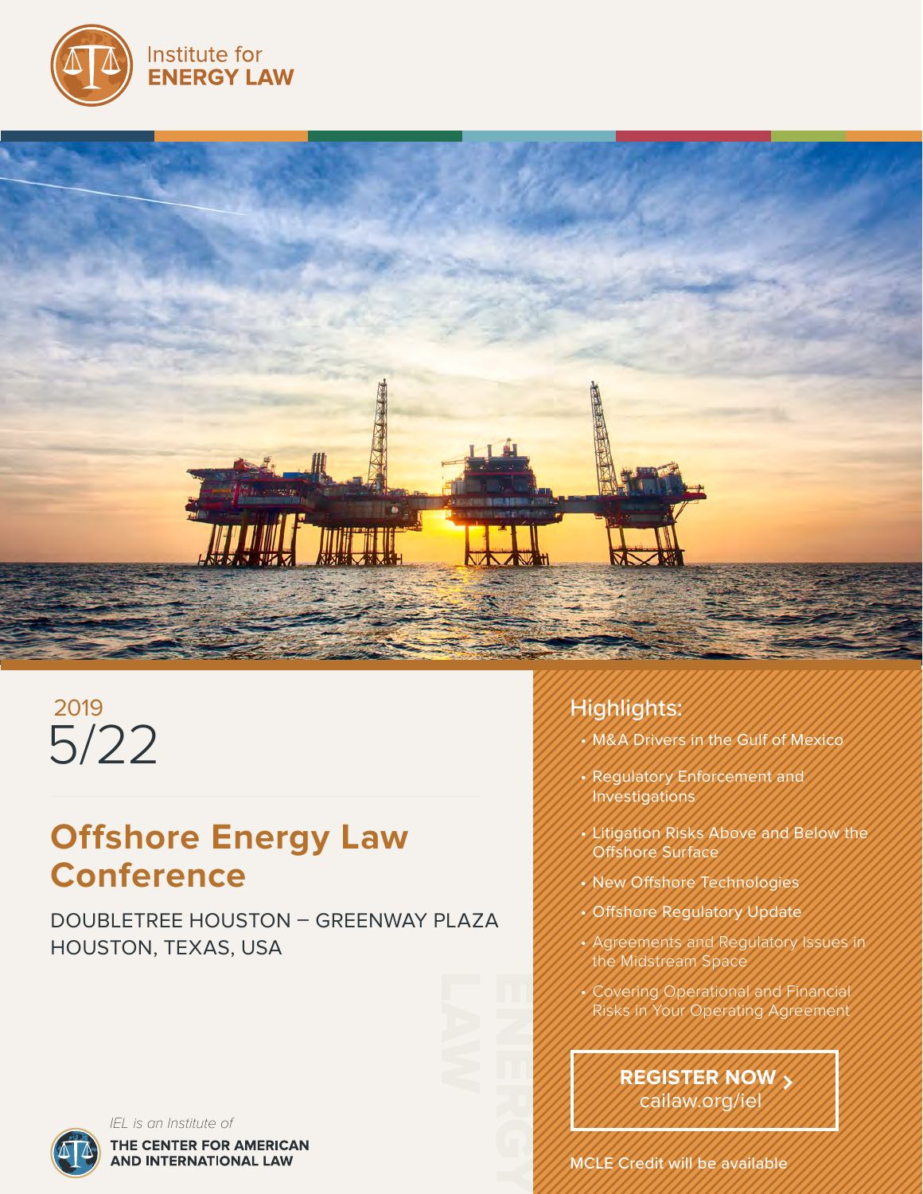Institute for **ENERGY LAW**

2019
5/22

# Offshore Energy Law Conference

DOUBLETREE HOUSTON – GREENWAY PLAZA
HOUSTON, TEXAS, USA

## Highlights:

- M&A Drivers in the Gulf of Mexico
- Regulatory Enforcement and Investigations
- Litigation Risks Above and Below the Offshore Surface
- New Offshore Technologies
- Offshore Regulatory Update
- Agreements and Regulatory Issues in the Midstream Space
- Covering Operational and Financial Risks in Your Operating Agreement

**REGISTER NOW ›**
cailaw.org/iel

MCLE Credit will be available

*IEL is an Institute of*
**THE CENTER FOR AMERICAN AND INTERNATIONAL LAW**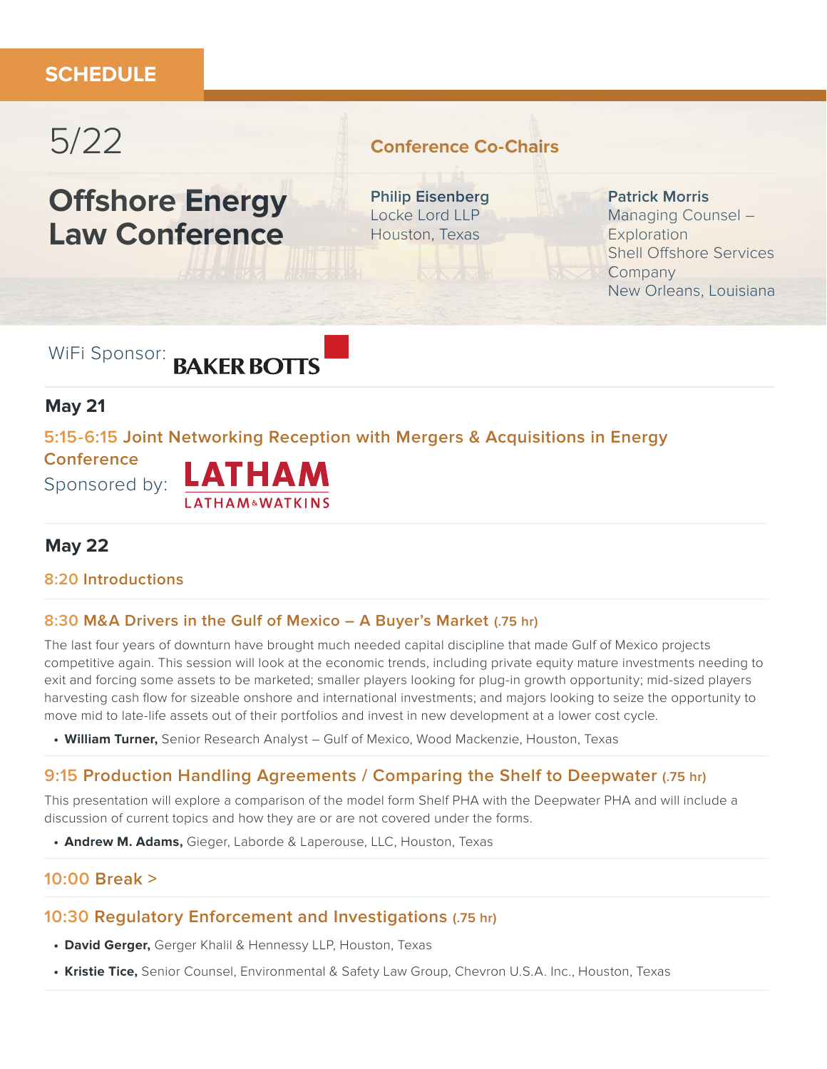# SCHEDULE

5/22

## Offshore Energy Law Conference

**Conference Co-Chairs**

**Philip Eisenberg**
Locke Lord LLP
Houston, Texas

**Patrick Morris**
Managing Counsel – Exploration
Shell Offshore Services Company
New Orleans, Louisiana

WiFi Sponsor: BAKER BOTTS

### May 21

**5:15-6:15 Joint Networking Reception with Mergers & Acquisitions in Energy Conference**

Sponsored by: LATHAM & WATKINS

### May 22

**8:20 Introductions**

**8:30 M&A Drivers in the Gulf of Mexico – A Buyer's Market (.75 hr)**

The last four years of downturn have brought much needed capital discipline that made Gulf of Mexico projects competitive again. This session will look at the economic trends, including private equity mature investments needing to exit and forcing some assets to be marketed; smaller players looking for plug-in growth opportunity; mid-sized players harvesting cash flow for sizeable onshore and international investments; and majors looking to seize the opportunity to move mid to late-life assets out of their portfolios and invest in new development at a lower cost cycle.

- **William Turner,** Senior Research Analyst – Gulf of Mexico, Wood Mackenzie, Houston, Texas

**9:15 Production Handling Agreements / Comparing the Shelf to Deepwater (.75 hr)**

This presentation will explore a comparison of the model form Shelf PHA with the Deepwater PHA and will include a discussion of current topics and how they are or are not covered under the forms.

- **Andrew M. Adams,** Gieger, Laborde & Laperouse, LLC, Houston, Texas

**10:00 Break >**

**10:30 Regulatory Enforcement and Investigations (.75 hr)**

- **David Gerger,** Gerger Khalil & Hennessy LLP, Houston, Texas
- **Kristie Tice,** Senior Counsel, Environmental & Safety Law Group, Chevron U.S.A. Inc., Houston, Texas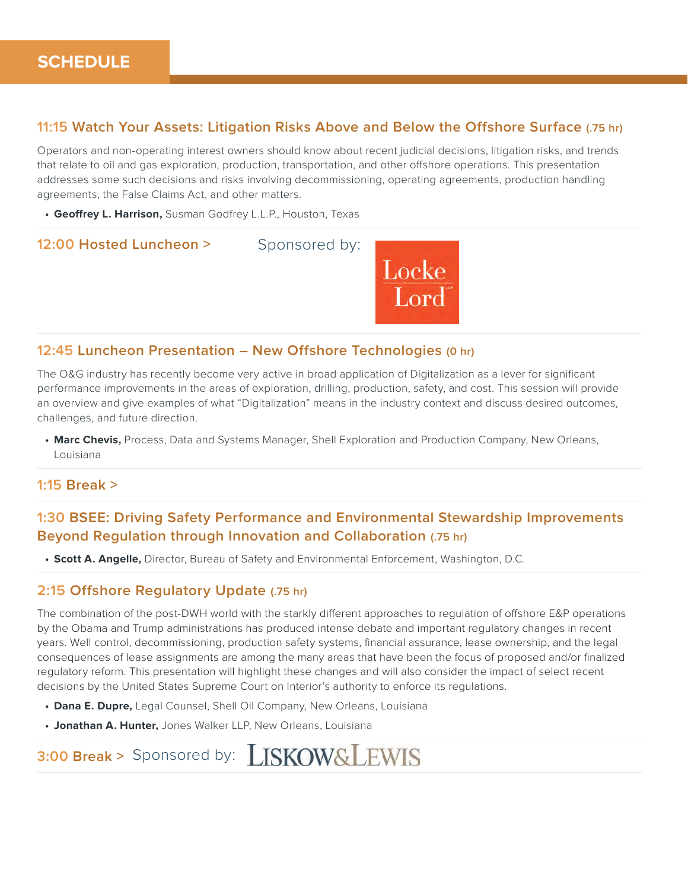# SCHEDULE

### 11:15 Watch Your Assets: Litigation Risks Above and Below the Offshore Surface (.75 hr)

Operators and non-operating interest owners should know about recent judicial decisions, litigation risks, and trends that relate to oil and gas exploration, production, transportation, and other offshore operations. This presentation addresses some such decisions and risks involving decommissioning, operating agreements, production handling agreements, the False Claims Act, and other matters.

- **Geoffrey L. Harrison,** Susman Godfrey L.L.P., Houston, Texas

### 12:00 Hosted Luncheon >

Sponsored by: Locke Lord LLP

### 12:45 Luncheon Presentation – New Offshore Technologies (0 hr)

The O&G industry has recently become very active in broad application of Digitalization as a lever for significant performance improvements in the areas of exploration, drilling, production, safety, and cost. This session will provide an overview and give examples of what "Digitalization" means in the industry context and discuss desired outcomes, challenges, and future direction.

- **Marc Chevis,** Process, Data and Systems Manager, Shell Exploration and Production Company, New Orleans, Louisiana

### 1:15 Break >

### 1:30 BSEE: Driving Safety Performance and Environmental Stewardship Improvements Beyond Regulation through Innovation and Collaboration (.75 hr)

- **Scott A. Angelle,** Director, Bureau of Safety and Environmental Enforcement, Washington, D.C.

### 2:15 Offshore Regulatory Update (.75 hr)

The combination of the post-DWH world with the starkly different approaches to regulation of offshore E&P operations by the Obama and Trump administrations has produced intense debate and important regulatory changes in recent years. Well control, decommissioning, production safety systems, financial assurance, lease ownership, and the legal consequences of lease assignments are among the many areas that have been the focus of proposed and/or finalized regulatory reform. This presentation will highlight these changes and will also consider the impact of select recent decisions by the United States Supreme Court on Interior's authority to enforce its regulations.

- **Dana E. Dupre,** Legal Counsel, Shell Oil Company, New Orleans, Louisiana
- **Jonathan A. Hunter,** Jones Walker LLP, New Orleans, Louisiana

### 3:00 Break > Sponsored by: LISKOW&LEWIS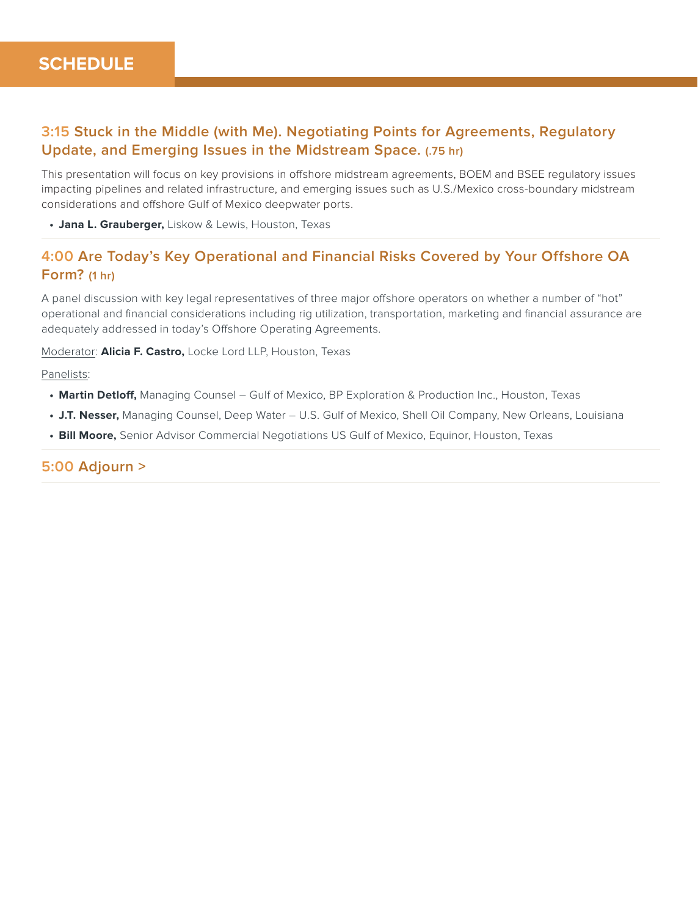# SCHEDULE

### 3:15 Stuck in the Middle (with Me). Negotiating Points for Agreements, Regulatory Update, and Emerging Issues in the Midstream Space. (.75 hr)

This presentation will focus on key provisions in offshore midstream agreements, BOEM and BSEE regulatory issues impacting pipelines and related infrastructure, and emerging issues such as U.S./Mexico cross-boundary midstream considerations and offshore Gulf of Mexico deepwater ports.

- **Jana L. Grauberger,** Liskow & Lewis, Houston, Texas

### 4:00 Are Today's Key Operational and Financial Risks Covered by Your Offshore OA Form? (1 hr)

A panel discussion with key legal representatives of three major offshore operators on whether a number of "hot" operational and financial considerations including rig utilization, transportation, marketing and financial assurance are adequately addressed in today's Offshore Operating Agreements.

Moderator: **Alicia F. Castro,** Locke Lord LLP, Houston, Texas

Panelists:

- **Martin Detloff,** Managing Counsel – Gulf of Mexico, BP Exploration & Production Inc., Houston, Texas
- **J.T. Nesser,** Managing Counsel, Deep Water – U.S. Gulf of Mexico, Shell Oil Company, New Orleans, Louisiana
- **Bill Moore,** Senior Advisor Commercial Negotiations US Gulf of Mexico, Equinor, Houston, Texas

### 5:00 Adjourn >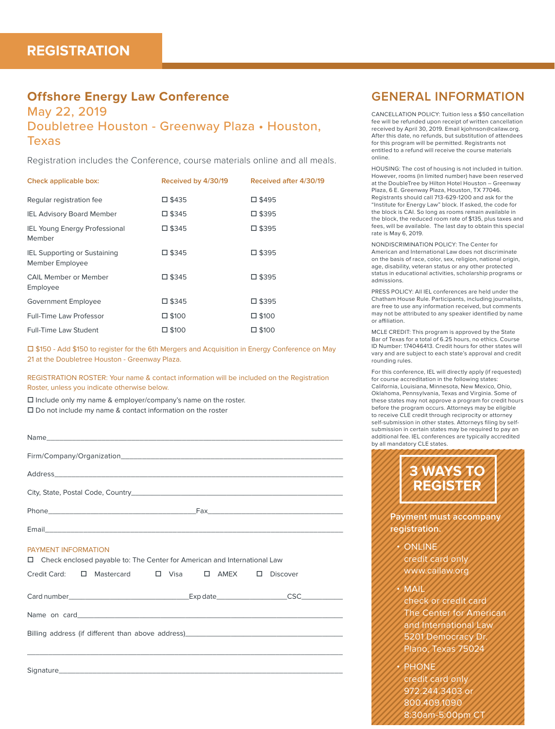# REGISTRATION

## Offshore Energy Law Conference

### May 22, 2019

### Doubletree Houston - Greenway Plaza • Houston, Texas

Registration includes the Conference, course materials online and all meals.

| Check applicable box: | Received by 4/30/19 | Received after 4/30/19 |
|---|---|---|
| Regular registration fee | ☐ $435 | ☐ $495 |
| IEL Advisory Board Member | ☐ $345 | ☐ $395 |
| IEL Young Energy Professional Member | ☐ $345 | ☐ $395 |
| IEL Supporting or Sustaining Member Employee | ☐ $345 | ☐ $395 |
| CAIL Member or Member Employee | ☐ $345 | ☐ $395 |
| Government Employee | ☐ $345 | ☐ $395 |
| Full-Time Law Professor | ☐ $100 | ☐ $100 |
| Full-Time Law Student | ☐ $100 | ☐ $100 |

☐ $150 - Add $150 to register for the 6th Mergers and Acquisition in Energy Conference on May 21 at the Doubletree Houston - Greenway Plaza.

REGISTRATION ROSTER: Your name & contact information will be included on the Registration Roster, unless you indicate otherwise below.

☐ Include only my name & employer/company's name on the roster.
☐ Do not include my name & contact information on the roster

Name\_\_\_\_\_\_\_\_\_\_\_\_\_\_\_\_\_\_\_\_\_\_\_\_\_\_\_\_\_\_\_\_\_\_\_\_\_\_\_\_

Firm/Company/Organization\_\_\_\_\_\_\_\_\_\_\_\_\_\_\_\_\_\_\_\_\_\_\_\_\_\_\_\_\_\_

Address\_\_\_\_\_\_\_\_\_\_\_\_\_\_\_\_\_\_\_\_\_\_\_\_\_\_\_\_\_\_\_\_\_\_\_\_\_\_\_\_

City, State, Postal Code, Country\_\_\_\_\_\_\_\_\_\_\_\_\_\_\_\_\_\_\_\_\_\_\_\_\_\_

Phone\_\_\_\_\_\_\_\_\_\_\_\_\_\_\_\_\_\_\_\_ Fax\_\_\_\_\_\_\_\_\_\_\_\_\_\_\_\_\_\_\_\_

Email\_\_\_\_\_\_\_\_\_\_\_\_\_\_\_\_\_\_\_\_\_\_\_\_\_\_\_\_\_\_\_\_\_\_\_\_\_\_\_\_

PAYMENT INFORMATION

☐ Check enclosed payable to: The Center for American and International Law

Credit Card: ☐ Mastercard ☐ Visa ☐ AMEX ☐ Discover

Card number\_\_\_\_\_\_\_\_\_\_\_\_\_\_\_\_\_\_\_\_ Exp date\_\_\_\_\_\_\_\_\_\_\_\_ CSC\_\_\_\_\_\_\_\_

Name on card\_\_\_\_\_\_\_\_\_\_\_\_\_\_\_\_\_\_\_\_\_\_\_\_\_\_\_\_\_\_\_\_\_\_\_\_\_\_\_\_

Billing address (if different than above address)\_\_\_\_\_\_\_\_\_\_\_\_\_\_\_\_\_\_\_\_\_\_\_\_

\_\_\_\_\_\_\_\_\_\_\_\_\_\_\_\_\_\_\_\_\_\_\_\_\_\_\_\_\_\_\_\_\_\_\_\_\_\_\_\_\_\_\_\_\_\_

Signature\_\_\_\_\_\_\_\_\_\_\_\_\_\_\_\_\_\_\_\_\_\_\_\_\_\_\_\_\_\_\_\_\_\_\_\_\_\_\_\_

## GENERAL INFORMATION

CANCELLATION POLICY: Tuition less a $50 cancellation fee will be refunded upon receipt of written cancellation received by April 30, 2019. Email kjohnson@cailaw.org. After this date, no refunds, but substitution of attendees for this program will be permitted. Registrants not entitled to a refund will receive the course materials online.

HOUSING: The cost of housing is not included in tuition. However, rooms (in limited number) have been reserved at the DoubleTree by Hilton Hotel Houston – Greenway Plaza, 6 E. Greenway Plaza, Houston, TX 77046. Registrants should call 713-629-1200 and ask for the "Institute for Energy Law" block. If asked, the code for the block is CAI. So long as rooms remain available in the block, the reduced room rate of $135, plus taxes and fees, will be available. The last day to obtain this special rate is May 6, 2019.

NONDISCRIMINATION POLICY: The Center for American and International Law does not discriminate on the basis of race, color, sex, religion, national origin, age, disability, veteran status or any other protected status in educational activities, scholarship programs or admissions.

PRESS POLICY: All IEL conferences are held under the Chatham House Rule. Participants, including journalists, are free to use any information received, but comments may not be attributed to any speaker identified by name or affiliation.

MCLE CREDIT: This program is approved by the State Bar of Texas for a total of 6.25 hours, no ethics. Course ID Number: 174046413. Credit hours for other states will vary and are subject to each state's approval and credit rounding rules.

For this conference, IEL will directly apply (if requested) for course accreditation in the following states: California, Louisiana, Minnesota, New Mexico, Ohio, Oklahoma, Pennsylvania, Texas and Virginia. Some of these states may not approve a program for credit hours before the program occurs. Attorneys may be eligible to receive CLE credit through reciprocity or attorney self-submission in other states. Attorneys filing by self-submission in certain states may be required to pay an additional fee. IEL conferences are typically accredited by all mandatory CLE states.

### 3 WAYS TO REGISTER

**Payment must accompany registration.**

- ONLINE
  credit card only
  www.cailaw.org
- MAIL
  check or credit card
  The Center for American and International Law
  5201 Democracy Dr.
  Plano, Texas 75024
- PHONE
  credit card only
  972.244.3403 or
  800.409.1090
  8:30am-5:00pm CT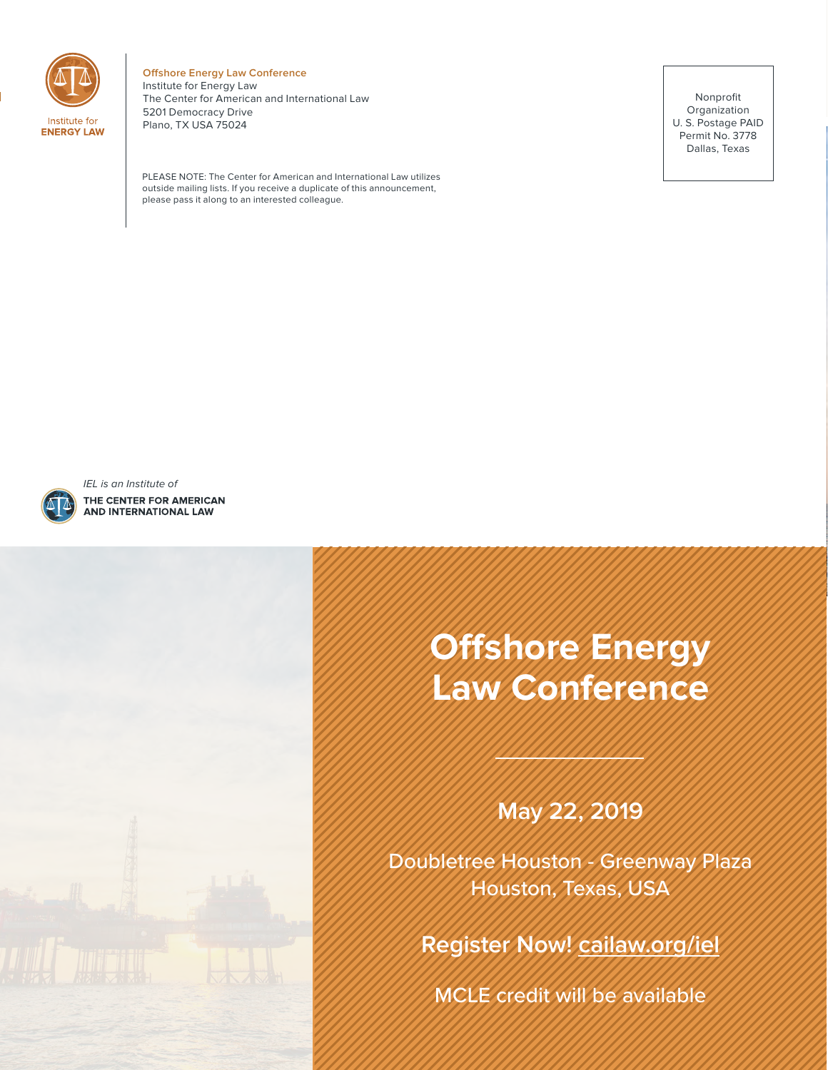Institute for
**ENERGY LAW**

**Offshore Energy Law Conference**
Institute for Energy Law
The Center for American and International Law
5201 Democracy Drive
Plano, TX USA 75024

PLEASE NOTE: The Center for American and International Law utilizes outside mailing lists. If you receive a duplicate of this announcement, please pass it along to an interested colleague.

Nonprofit
Organization
U. S. Postage PAID
Permit No. 3778
Dallas, Texas

*IEL is an Institute of*
**THE CENTER FOR AMERICAN AND INTERNATIONAL LAW**

# Offshore Energy Law Conference

**May 22, 2019**

Doubletree Houston - Greenway Plaza
Houston, Texas, USA

**Register Now! cailaw.org/iel**

MCLE credit will be available